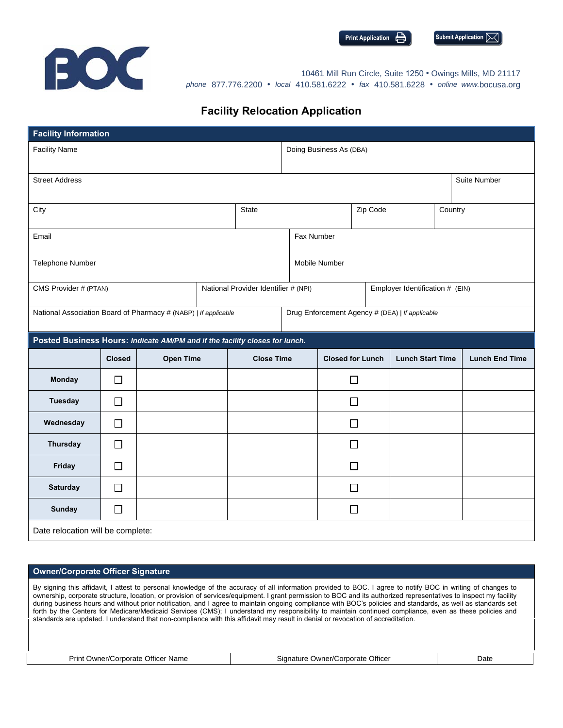Print Application | Submit Application

BOC

10461 Mill Run Circle, Suite 1250 • Owings Mills, MD 21117
*phone* 877.776.2200 • *local* 410.581.6222 • *fax* 410.581.6228 • *online* www.bocusa.org

# Facility Relocation Application

## Facility Information

| Facility Name | Doing Business As (DBA) |
|---|---|
| | |

| Street Address | Suite Number |
|---|---|
| | |

| City | State | Zip Code | Country |
|---|---|---|---|
| | | | |

| Email | Fax Number |
|---|---|
| | |

| Telephone Number | Mobile Number |
|---|---|
| | |

| CMS Provider # (PTAN) | National Provider Identifier # (NPI) | Employer Identification # (EIN) |
|---|---|---|
| | | |

| National Association Board of Pharmacy # (NABP) \| *If applicable* | Drug Enforcement Agency # (DEA) \| *If applicable* |
|---|---|
| | |

## Posted Business Hours: *Indicate AM/PM and if the facility closes for lunch.*

| | Closed | Open Time | Close Time | Closed for Lunch | Lunch Start Time | Lunch End Time |
|---|---|---|---|---|---|---|
| **Monday** | ☐ | | | ☐ | | |
| **Tuesday** | ☐ | | | ☐ | | |
| **Wednesday** | ☐ | | | ☐ | | |
| **Thursday** | ☐ | | | ☐ | | |
| **Friday** | ☐ | | | ☐ | | |
| **Saturday** | ☐ | | | ☐ | | |
| **Sunday** | ☐ | | | ☐ | | |

Date relocation will be complete:

## Owner/Corporate Officer Signature

By signing this affidavit, I attest to personal knowledge of the accuracy of all information provided to BOC. I agree to notify BOC in writing of changes to ownership, corporate structure, location, or provision of services/equipment. I grant permission to BOC and its authorized representatives to inspect my facility during business hours and without prior notification, and I agree to maintain ongoing compliance with BOC's policies and standards, as well as standards set forth by the Centers for Medicare/Medicaid Services (CMS); I understand my responsibility to maintain continued compliance, even as these policies and standards are updated. I understand that non-compliance with this affidavit may result in denial or revocation of accreditation.

| Print Owner/Corporate Officer Name | Signature Owner/Corporate Officer | Date |
|---|---|---|
| | | |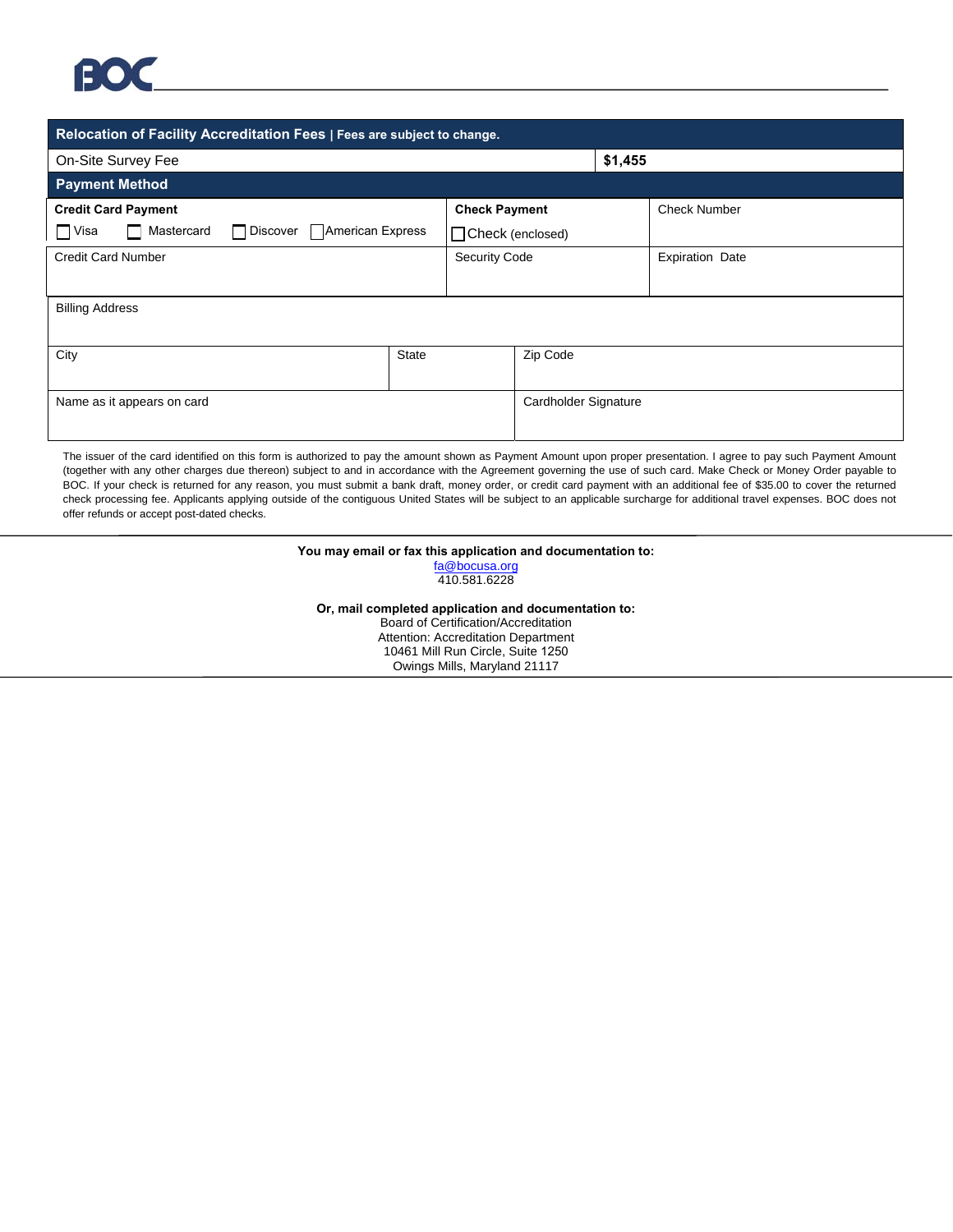BOC

| Relocation of Facility Accreditation Fees \| Fees are subject to change. | |
|---|---|
| On-Site Survey Fee | **$1,455** |

## Payment Method

| | | |
|---|---|---|
| **Credit Card Payment**<br>☐ Visa ☐ Mastercard ☐ Discover ☐ American Express | **Check Payment**<br>☐ Check (enclosed) | Check Number |
| Credit Card Number | Security Code | Expiration Date |

| | | |
|---|---|---|
| Billing Address | | |
| City | State | Zip Code |
| Name as it appears on card | | Cardholder Signature |

The issuer of the card identified on this form is authorized to pay the amount shown as Payment Amount upon proper presentation. I agree to pay such Payment Amount (together with any other charges due thereon) subject to and in accordance with the Agreement governing the use of such card. Make Check or Money Order payable to BOC. If your check is returned for any reason, you must submit a bank draft, money order, or credit card payment with an additional fee of $35.00 to cover the returned check processing fee. Applicants applying outside of the contiguous United States will be subject to an applicable surcharge for additional travel expenses. BOC does not offer refunds or accept post-dated checks.

**You may email or fax this application and documentation to:**
fa@bocusa.org
410.581.6228

**Or, mail completed application and documentation to:**
Board of Certification/Accreditation
Attention: Accreditation Department
10461 Mill Run Circle, Suite 1250
Owings Mills, Maryland 21117